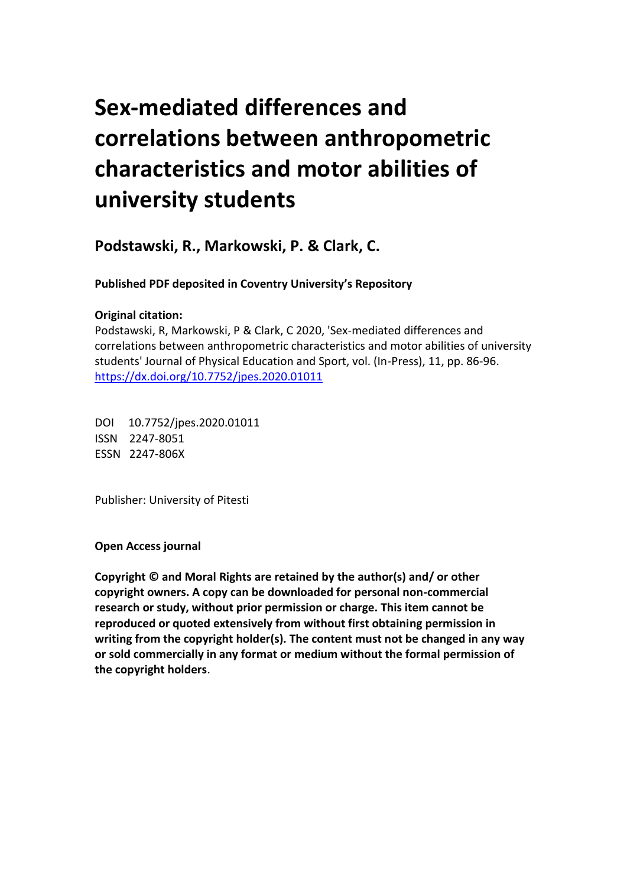# Sex-mediated differences and correlations between anthropometric characteristics and motor abilities of university students

## Podstawski, R., Markowski, P. & Clark, C.

**Published PDF deposited in Coventry University's Repository**

**Original citation:**

Podstawski, R, Markowski, P & Clark, C 2020, 'Sex-mediated differences and correlations between anthropometric characteristics and motor abilities of university students' Journal of Physical Education and Sport, vol. (In-Press), 11, pp. 86-96.
https://dx.doi.org/10.7752/jpes.2020.01011

DOI 10.7752/jpes.2020.01011
ISSN 2247-8051
ESSN 2247-806X

Publisher: University of Pitesti

**Open Access journal**

**Copyright © and Moral Rights are retained by the author(s) and/ or other copyright owners. A copy can be downloaded for personal non-commercial research or study, without prior permission or charge. This item cannot be reproduced or quoted extensively from without first obtaining permission in writing from the copyright holder(s). The content must not be changed in any way or sold commercially in any format or medium without the formal permission of the copyright holders**.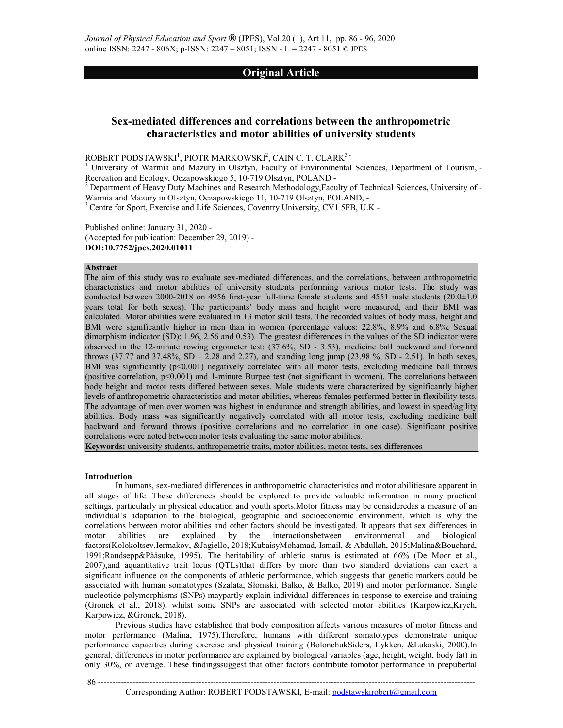## Original Article

# Sex-mediated differences and correlations between the anthropometric characteristics and motor abilities of university students

ROBERT PODSTAWSKI[1], PIOTR MARKOWSKI[2], CAIN C. T. CLARK[3]

[1] University of Warmia and Mazury in Olsztyn, Faculty of Environmental Sciences, Department of Tourism, Recreation and Ecology, Oczapowskiego 5, 10-719 Olsztyn, POLAND

[2] Department of Heavy Duty Machines and Research Methodology, Faculty of Technical Sciences, University of Warmia and Mazury in Olsztyn, Oczapowskiego 11, 10-719 Olsztyn, POLAND

[3] Centre for Sport, Exercise and Life Sciences, Coventry University, CV1 5FB, U.K

Published online: January 31, 2020
(Accepted for publication: December 29, 2019)
**DOI:10.7752/jpes.2020.01011**

**Abstract**

The aim of this study was to evaluate sex-mediated differences, and the correlations, between anthropometric characteristics and motor abilities of university students performing various motor tests. The study was conducted between 2000-2018 on 4956 first-year full-time female students and 4551 male students (20.0±1.0 years total for both sexes). The participants' body mass and height were measured, and their BMI was calculated. Motor abilities were evaluated in 13 motor skill tests. The recorded values of body mass, height and BMI were significantly higher in men than in women (percentage values: 22.8%, 8.9% and 6.8%; Sexual dimorphism indicator (SD): 1.96, 2.56 and 0.53). The greatest differences in the values of the SD indicator were observed in the 12-minute rowing ergometer test: (37.6%, SD - 3.53), medicine ball backward and forward throws (37.77 and 37.48%, SD – 2.28 and 2.27), and standing long jump (23.98 %, SD - 2.51). In both sexes, BMI was significantly ($p<0.001$) negatively correlated with all motor tests, excluding medicine ball throws (positive correlation, $p<0.001$) and 1-minute Burpee test (not significant in women). The correlations between body height and motor tests differed between sexes. Male students were characterized by significantly higher levels of anthropometric characteristics and motor abilities, whereas females performed better in flexibility tests. The advantage of men over women was highest in endurance and strength abilities, and lowest in speed/agility abilities. Body mass was significantly negatively correlated with all motor tests, excluding medicine ball backward and forward throws (positive correlations and no correlation in one case). Significant positive correlations were noted between motor tests evaluating the same motor abilities.

**Keywords:** university students, anthropometric traits, motor abilities, motor tests, sex differences

## Introduction

In humans, sex-mediated differences in anthropometric characteristics and motor abilitiesare apparent in all stages of life. These differences should be explored to provide valuable information in many practical settings, particularly in physical education and youth sports.Motor fitness may be consideredas a measure of an individual's adaptation to the biological, geographic and socioeconomic environment, which is why the correlations between motor abilities and other factors should be investigated. It appears that sex differences in motor abilities are explained by the interactionsbetween environmental and biological factors(Kolokoltsev,Iermakov, &Jagiello, 2018;KubaisyMohamad, Ismail, & Abdullah, 2015;Malina&Bouchard, 1991;Raudsepp&Pääsuke, 1995). The heritability of athletic status is estimated at 66% (De Moor et al., 2007),and aquantitative trait locus (QTLs)that differs by more than two standard deviations can exert a significant influence on the components of athletic performance, which suggests that genetic markers could be associated with human somatotypes (Szalata, Słomski, Balko, & Balko, 2019) and motor performance. Single nucleotide polymorphisms (SNPs) maypartly explain individual differences in response to exercise and training (Gronek et al., 2018), whilst some SNPs are associated with selected motor abilities (Karpowicz,Krych, Karpowicz, &Gronek, 2018).

Previous studies have established that body composition affects various measures of motor fitness and motor performance (Malina, 1975).Therefore, humans with different somatotypes demonstrate unique performance capacities during exercise and physical training (BolonchukSiders, Lykken, &Lukaski, 2000).In general, differences in motor performance are explained by biological variables (age, height, weight, body fat) in only 30%, on average. These findingssuggest that other factors contribute tomotor performance in prepubertal

Corresponding Author: ROBERT PODSTAWSKI, E-mail: podstawskirobert@gmail.com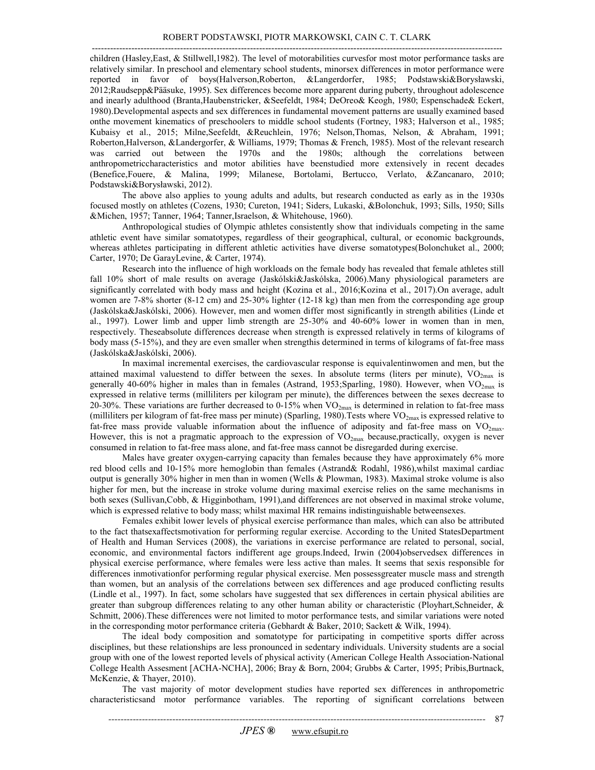children (Hasley,East, & Stillwell,1982). The level of motorabilities curvesfor most motor performance tasks are relatively similar. In preschool and elementary school students, minorsex differences in motor performance were reported in favor of boys(Halverson,Roberton, &Langerdorfer, 1985; Podstawski&Borysławski, 2012;Raudsepp&Pääsuke, 1995). Sex differences become more apparent during puberty, throughout adolescence and inearly adulthood (Branta,Haubenstricker, &Seefeldt, 1984; DeOreo& Keogh, 1980; Espenschade& Eckert, 1980).Developmental aspects and sex differences in fundamental movement patterns are usually examined based onthe movement kinematics of preschoolers to middle school students (Fortney, 1983; Halverson et al., 1985; Kubaisy et al., 2015; Milne,Seefeldt, &Reuchlein, 1976; Nelson,Thomas, Nelson, & Abraham, 1991; Roberton,Halverson, &Landergorfer, & Williams, 1979; Thomas & French, 1985). Most of the relevant research was carried out between the 1970s and the 1980s; although the correlations between anthropometriccharacteristics and motor abilities have beenstudied more extensively in recent decades (Benefice,Fouere, & Malina, 1999; Milanese, Bortolami, Bertucco, Verlato, &Zancanaro, 2010; Podstawski&Borysławski, 2012).

The above also applies to young adults and adults, but research conducted as early as in the 1930s focused mostly on athletes (Cozens, 1930; Cureton, 1941; Siders, Lukaski, &Bolonchuk, 1993; Sills, 1950; Sills &Michen, 1957; Tanner, 1964; Tanner,Israelson, & Whitehouse, 1960).

Anthropological studies of Olympic athletes consistently show that individuals competing in the same athletic event have similar somatotypes, regardless of their geographical, cultural, or economic backgrounds, whereas athletes participating in different athletic activities have diverse somatotypes(Bolonchuket al., 2000; Carter, 1970; De GarayLevine, & Carter, 1974).

Research into the influence of high workloads on the female body has revealed that female athletes still fall 10% short of male results on average (Jaskólski&Jaskólska, 2006).Many physiological parameters are significantly correlated with body mass and height (Kozina et al., 2016;Kozina et al., 2017).On average, adult women are 7-8% shorter (8-12 cm) and 25-30% lighter (12-18 kg) than men from the corresponding age group (Jaskólska&Jaskólski, 2006). However, men and women differ most significantly in strength abilities (Linde et al., 1997). Lower limb and upper limb strength are 25-30% and 40-60% lower in women than in men, respectively. Theseabsolute differences decrease when strength is expressed relatively in terms of kilograms of body mass (5-15%), and they are even smaller when strengthis determined in terms of kilograms of fat-free mass (Jaskólska&Jaskólski, 2006).

In maximal incremental exercises, the cardiovascular response is equivalentinwomen and men, but the attained maximal valuestend to differ between the sexes. In absolute terms (liters per minute), $VO_{2max}$ is generally 40-60% higher in males than in females (Astrand, 1953;Sparling, 1980). However, when $VO_{2max}$ is expressed in relative terms (milliliters per kilogram per minute), the differences between the sexes decrease to 20-30%. These variations are further decreased to 0-15% when $VO_{2max}$ is determined in relation to fat-free mass (milliliters per kilogram of fat-free mass per minute) (Sparling, 1980).Tests where $VO_{2max}$ is expressed relative to fat-free mass provide valuable information about the influence of adiposity and fat-free mass on $VO_{2max}$. However, this is not a pragmatic approach to the expression of $VO_{2max}$ because,practically, oxygen is never consumed in relation to fat-free mass alone, and fat-free mass cannot be disregarded during exercise.

Males have greater oxygen-carrying capacity than females because they have approximately 6% more red blood cells and 10-15% more hemoglobin than females (Astrand& Rodahl, 1986),whilst maximal cardiac output is generally 30% higher in men than in women (Wells & Plowman, 1983). Maximal stroke volume is also higher for men, but the increase in stroke volume during maximal exercise relies on the same mechanisms in both sexes (Sullivan,Cobb, & Higginbotham, 1991),and differences are not observed in maximal stroke volume, which is expressed relative to body mass; whilst maximal HR remains indistinguishable betweensexes.

Females exhibit lower levels of physical exercise performance than males, which can also be attributed to the fact thatsexaffectsmotivation for performing regular exercise. According to the United StatesDepartment of Health and Human Services (2008), the variations in exercise performance are related to personal, social, economic, and environmental factors indifferent age groups.Indeed, Irwin (2004)observedsex differences in physical exercise performance, where females were less active than males. It seems that sexis responsible for differences inmotivationfor performing regular physical exercise. Men possessgreater muscle mass and strength than women, but an analysis of the correlations between sex differences and age produced conflicting results (Lindle et al., 1997). In fact, some scholars have suggested that sex differences in certain physical abilities are greater than subgroup differences relating to any other human ability or characteristic (Ployhart,Schneider, & Schmitt, 2006).These differences were not limited to motor performance tests, and similar variations were noted in the corresponding motor performance criteria (Gebhardt & Baker, 2010; Sackett & Wilk, 1994).

The ideal body composition and somatotype for participating in competitive sports differ across disciplines, but these relationships are less pronounced in sedentary individuals. University students are a social group with one of the lowest reported levels of physical activity (American College Health Association-National College Health Assesment [ACHA-NCHA], 2006; Bray & Born, 2004; Grubbs & Carter, 1995; Pribis,Burtnack, McKenzie, & Thayer, 2010).

The vast majority of motor development studies have reported sex differences in anthropometric characteristicsand motor performance variables. The reporting of significant correlations between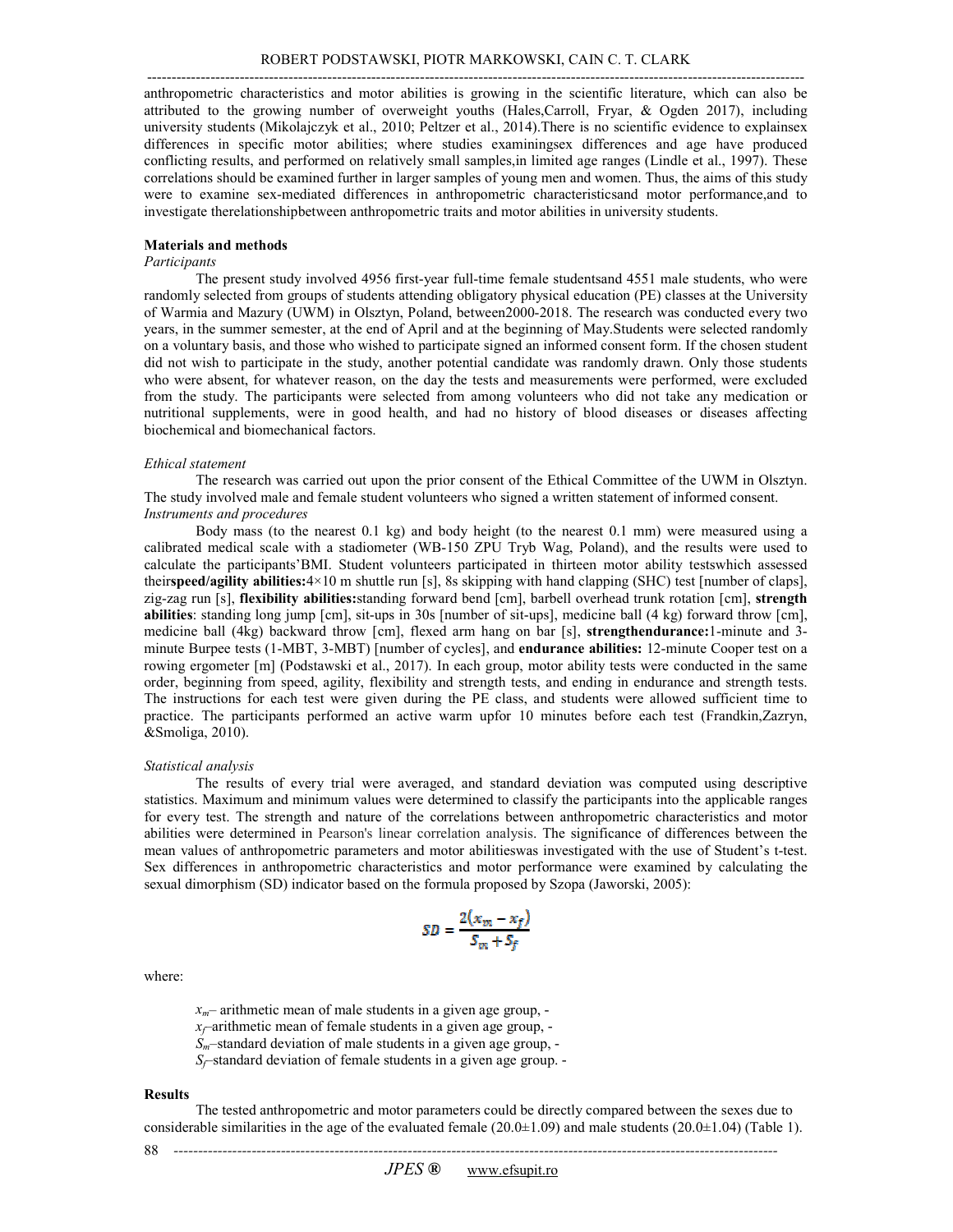anthropometric characteristics and motor abilities is growing in the scientific literature, which can also be attributed to the growing number of overweight youths (Hales,Carroll, Fryar, & Ogden 2017), including university students (Mikolajczyk et al., 2010; Peltzer et al., 2014).There is no scientific evidence to explainsex differences in specific motor abilities; where studies examiningsex differences and age have produced conflicting results, and performed on relatively small samples,in limited age ranges (Lindle et al., 1997). These correlations should be examined further in larger samples of young men and women. Thus, the aims of this study were to examine sex-mediated differences in anthropometric characteristicsand motor performance,and to investigate therelationshipbetween anthropometric traits and motor abilities in university students.

## Materials and methods

*Participants*

The present study involved 4956 first-year full-time female studentsand 4551 male students, who were randomly selected from groups of students attending obligatory physical education (PE) classes at the University of Warmia and Mazury (UWM) in Olsztyn, Poland, between2000-2018. The research was conducted every two years, in the summer semester, at the end of April and at the beginning of May.Students were selected randomly on a voluntary basis, and those who wished to participate signed an informed consent form. If the chosen student did not wish to participate in the study, another potential candidate was randomly drawn. Only those students who were absent, for whatever reason, on the day the tests and measurements were performed, were excluded from the study. The participants were selected from among volunteers who did not take any medication or nutritional supplements, were in good health, and had no history of blood diseases or diseases affecting biochemical and biomechanical factors.

*Ethical statement*

The research was carried out upon the prior consent of the Ethical Committee of the UWM in Olsztyn. The study involved male and female student volunteers who signed a written statement of informed consent.

*Instruments and procedures*

Body mass (to the nearest 0.1 kg) and body height (to the nearest 0.1 mm) were measured using a calibrated medical scale with a stadiometer (WB-150 ZPU Tryb Wag, Poland), and the results were used to calculate the participants'BMI. Student volunteers participated in thirteen motor ability testswhich assessed their**speed/agility abilities:**4×10 m shuttle run [s], 8s skipping with hand clapping (SHC) test [number of claps], zig-zag run [s], **flexibility abilities:**standing forward bend [cm], barbell overhead trunk rotation [cm], **strength abilities**: standing long jump [cm], sit-ups in 30s [number of sit-ups], medicine ball (4 kg) forward throw [cm], medicine ball (4kg) backward throw [cm], flexed arm hang on bar [s], **strengthendurance:**1-minute and 3-minute Burpee tests (1-MBT, 3-MBT) [number of cycles], and **endurance abilities:** 12-minute Cooper test on a rowing ergometer [m] (Podstawski et al., 2017). In each group, motor ability tests were conducted in the same order, beginning from speed, agility, flexibility and strength tests, and ending in endurance and strength tests. The instructions for each test were given during the PE class, and students were allowed sufficient time to practice. The participants performed an active warm upfor 10 minutes before each test (Frandkin,Zazryn, &Smoliga, 2010).

*Statistical analysis*

The results of every trial were averaged, and standard deviation was computed using descriptive statistics. Maximum and minimum values were determined to classify the participants into the applicable ranges for every test. The strength and nature of the correlations between anthropometric characteristics and motor abilities were determined in Pearson's linear correlation analysis. The significance of differences between the mean values of anthropometric parameters and motor abilitieswas investigated with the use of Student's t-test. Sex differences in anthropometric characteristics and motor performance were examined by calculating the sexual dimorphism (SD) indicator based on the formula proposed by Szopa (Jaworski, 2005):

$$SD = \frac{2(x_m - x_f)}{S_m + S_f}$$

where:

$x_m$– arithmetic mean of male students in a given age group, -

$x_f$–arithmetic mean of female students in a given age group, -

$S_m$–standard deviation of male students in a given age group, -

$S_f$–standard deviation of female students in a given age group. -

## Results

The tested anthropometric and motor parameters could be directly compared between the sexes due to considerable similarities in the age of the evaluated female (20.0±1.09) and male students (20.0±1.04) (Table 1).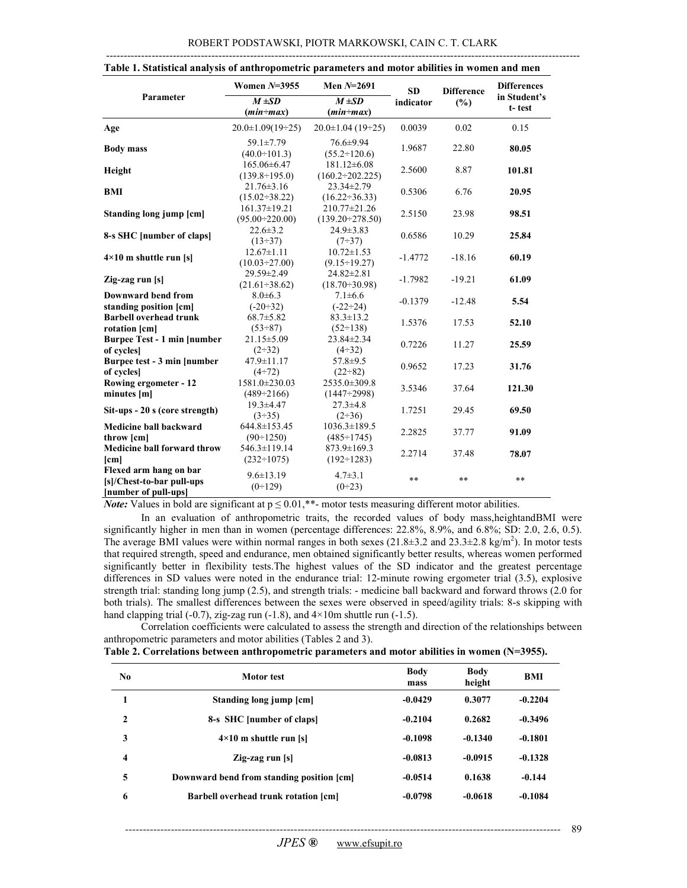**Table 1. Statistical analysis of anthropometric parameters and motor abilities in women and men**

| Parameter | Women *N*=3955 | Men *N*=2691 | SD indicator | Difference (%) | Differences in Student's t- test |
|---|---|---|---|---|---|
| | *M ±SD* (*min÷max*) | *M ±SD* (*min÷max*) | | | |
| **Age** | 20.0±1.09(19÷25) | 20.0±1.04 (19÷25) | 0.0039 | 0.02 | 0.15 |
| **Body mass** | 59.1±7.79 (40.0÷101.3) | 76.6±9.94 (55.2÷120.6) | 1.9687 | 22.80 | **80.05** |
| **Height** | 165.06±6.47 (139.8÷195.0) | 181.12±6.08 (160.2÷202.225) | 2.5600 | 8.87 | **101.81** |
| **BMI** | 21.76±3.16 (15.02÷38.22) | 23.34±2.79 (16.22÷36.33) | 0.5306 | 6.76 | **20.95** |
| **Standing long jump [cm]** | 161.37±19.21 (95.00÷220.00) | 210.77±21.26 (139.20÷278.50) | 2.5150 | 23.98 | **98.51** |
| **8-s SHC [number of claps]** | 22.6±3.2 (13÷37) | 24.9±3.83 (7÷37) | 0.6586 | 10.29 | **25.84** |
| **4×10 m shuttle run [s]** | 12.67±1.11 (10.03÷27.00) | 10.72±1.53 (9.15÷19.27) | -1.4772 | -18.16 | **60.19** |
| **Zig-zag run [s]** | 29.59±2.49 (21.61÷38.62) | 24.82±2.81 (18.70÷30.98) | -1.7982 | -19.21 | **61.09** |
| **Downward bend from standing position [cm]** | 8.0±6.3 (-20÷32) | 7.1±6.6 (-22÷24) | -0.1379 | -12.48 | **5.54** |
| **Barbell overhead trunk rotation [cm]** | 68.7±5.82 (53÷87) | 83.3±13.2 (52÷138) | 1.5376 | 17.53 | **52.10** |
| **Burpee Test - 1 min [number of cycles]** | 21.15±5.09 (2÷32) | 23.84±2.34 (4÷32) | 0.7226 | 11.27 | **25.59** |
| **Burpee test - 3 min [number of cycles]** | 47.9±11.17 (4÷72) | 57.8±9.5 (22÷82) | 0.9652 | 17.23 | **31.76** |
| **Rowing ergometer - 12 minutes [m]** | 1581.0±230.03 (489÷2166) | 2535.0±309.8 (1447÷2998) | 3.5346 | 37.64 | **121.30** |
| **Sit-ups - 20 s (core strength)** | 19.3±4.47 (3÷35) | 27.3±4.8 (2÷36) | 1.7251 | 29.45 | **69.50** |
| **Medicine ball backward throw [cm]** | 644.8±153.45 (90÷1250) | 1036.3±189.5 (485÷1745) | 2.2825 | 37.77 | **91.09** |
| **Medicine ball forward throw [cm]** | 546.3±119.14 (232÷1075) | 873.9±169.3 (192÷1283) | 2.2714 | 37.48 | **78.07** |
| **Flexed arm hang on bar [s]/Chest-to-bar pull-ups [number of pull-ups]** | 9.6±13.19 (0÷129) | 4.7±3.1 (0÷23) | ** | ** | ** |

*Note:* Values in bold are significant at $p \leq 0.01$,**- motor tests measuring different motor abilities.

In an evaluation of anthropometric traits, the recorded values of body mass,heightandBMI were significantly higher in men than in women (percentage differences: 22.8%, 8.9%, and 6.8%; SD: 2.0, 2.6, 0.5). The average BMI values were within normal ranges in both sexes (21.8±3.2 and 23.3±2.8 kg/m$^2$). In motor tests that required strength, speed and endurance, men obtained significantly better results, whereas women performed significantly better in flexibility tests.The highest values of the SD indicator and the greatest percentage differences in SD values were noted in the endurance trial: 12-minute rowing ergometer trial (3.5), explosive strength trial: standing long jump (2.5), and strength trials: - medicine ball backward and forward throws (2.0 for both trials). The smallest differences between the sexes were observed in speed/agility trials: 8-s skipping with hand clapping trial (-0.7), zig-zag run (-1.8), and 4×10m shuttle run (-1.5).

Correlation coefficients were calculated to assess the strength and direction of the relationships between anthropometric parameters and motor abilities (Tables 2 and 3).

**Table 2. Correlations between anthropometric parameters and motor abilities in women (N=3955).**

| No | Motor test | Body mass | Body height | BMI |
|---|---|---|---|---|
| 1 | Standing long jump [cm] | -0.0429 | 0.3077 | -0.2204 |
| 2 | 8-s SHC [number of claps] | -0.2104 | 0.2682 | -0.3496 |
| 3 | 4×10 m shuttle run [s] | -0.1098 | -0.1340 | -0.1801 |
| 4 | Zig-zag run [s] | -0.0813 | -0.0915 | -0.1328 |
| 5 | Downward bend from standing position [cm] | -0.0514 | 0.1638 | -0.144 |
| 6 | Barbell overhead trunk rotation [cm] | -0.0798 | -0.0618 | -0.1084 |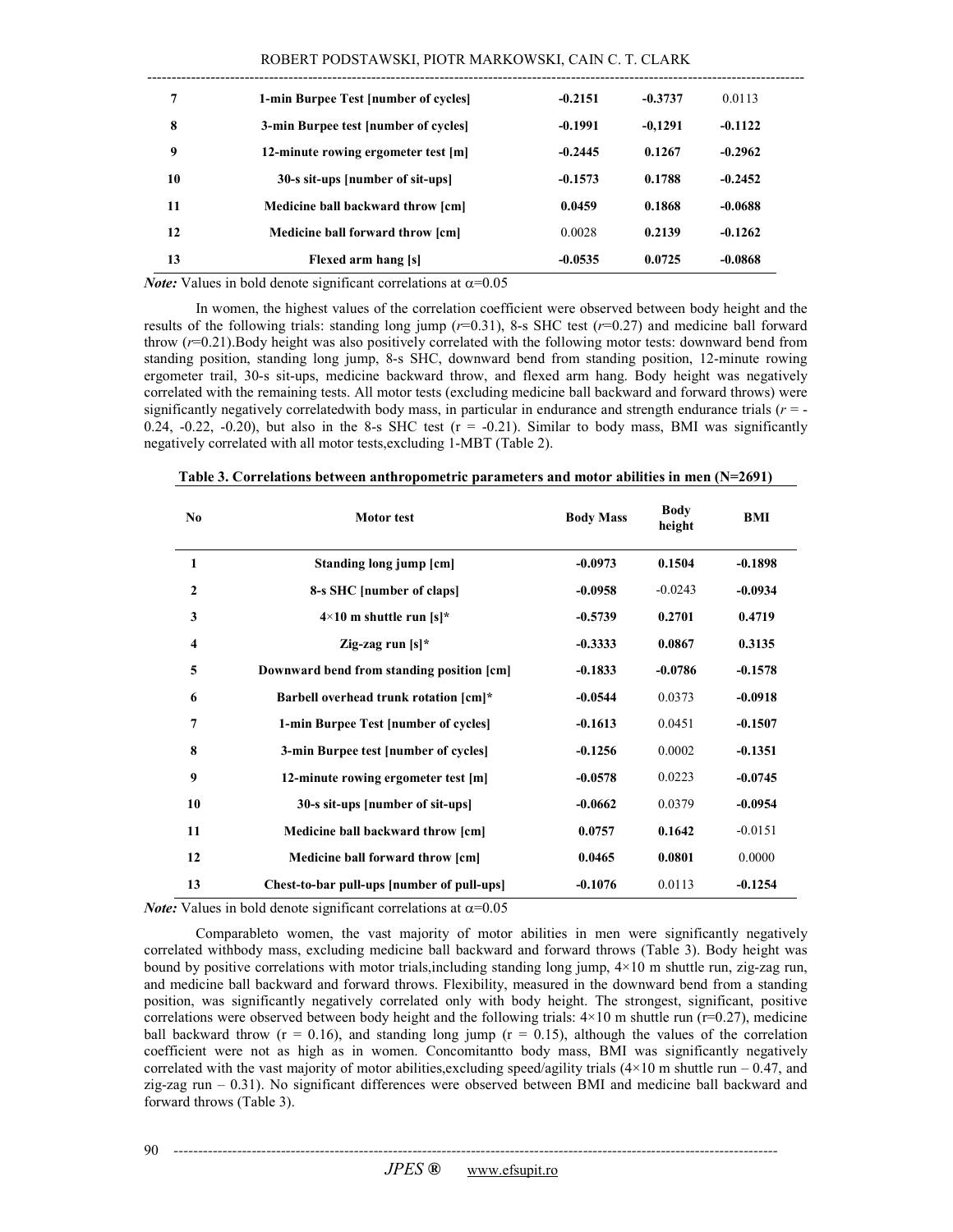| 7 | 1-min Burpee Test [number of cycles] | **-0.2151** | **-0.3737** | 0.0113 |
|---|---|---|---|---|
| 8 | 3-min Burpee test [number of cycles] | **-0.1991** | **-0,1291** | **-0.1122** |
| 9 | 12-minute rowing ergometer test [m] | **-0.2445** | **0.1267** | **-0.2962** |
| 10 | 30-s sit-ups [number of sit-ups] | **-0.1573** | **0.1788** | **-0.2452** |
| 11 | Medicine ball backward throw [cm] | **0.0459** | **0.1868** | **-0.0688** |
| 12 | Medicine ball forward throw [cm] | 0.0028 | **0.2139** | **-0.1262** |
| 13 | Flexed arm hang [s] | **-0.0535** | **0.0725** | **-0.0868** |

*Note:* Values in bold denote significant correlations at $\alpha$=0.05

In women, the highest values of the correlation coefficient were observed between body height and the results of the following trials: standing long jump ($r$=0.31), 8-s SHC test ($r$=0.27) and medicine ball forward throw ($r$=0.21).Body height was also positively correlated with the following motor tests: downward bend from standing position, standing long jump, 8-s SHC, downward bend from standing position, 12-minute rowing ergometer trail, 30-s sit-ups, medicine backward throw, and flexed arm hang. Body height was negatively correlated with the remaining tests. All motor tests (excluding medicine ball backward and forward throws) were significantly negatively correlatedwith body mass, in particular in endurance and strength endurance trials ($r$ = -0.24, -0.22, -0.20), but also in the 8-s SHC test (r = -0.21). Similar to body mass, BMI was significantly negatively correlated with all motor tests,excluding 1-MBT (Table 2).

**Table 3. Correlations between anthropometric parameters and motor abilities in men (N=2691)**

| No | Motor test | Body Mass | Body height | BMI |
|---|---|---|---|---|
| 1 | Standing long jump [cm] | **-0.0973** | **0.1504** | **-0.1898** |
| 2 | 8-s SHC [number of claps] | **-0.0958** | -0.0243 | **-0.0934** |
| 3 | 4×10 m shuttle run [s]* | **-0.5739** | **0.2701** | **0.4719** |
| 4 | Zig-zag run [s]* | **-0.3333** | **0.0867** | **0.3135** |
| 5 | Downward bend from standing position [cm] | **-0.1833** | **-0.0786** | **-0.1578** |
| 6 | Barbell overhead trunk rotation [cm]* | **-0.0544** | 0.0373 | **-0.0918** |
| 7 | 1-min Burpee Test [number of cycles] | **-0.1613** | 0.0451 | **-0.1507** |
| 8 | 3-min Burpee test [number of cycles] | **-0.1256** | 0.0002 | **-0.1351** |
| 9 | 12-minute rowing ergometer test [m] | **-0.0578** | 0.0223 | **-0.0745** |
| 10 | 30-s sit-ups [number of sit-ups] | **-0.0662** | 0.0379 | **-0.0954** |
| 11 | Medicine ball backward throw [cm] | **0.0757** | **0.1642** | -0.0151 |
| 12 | Medicine ball forward throw [cm] | **0.0465** | **0.0801** | 0.0000 |
| 13 | Chest-to-bar pull-ups [number of pull-ups] | **-0.1076** | 0.0113 | **-0.1254** |

*Note:* Values in bold denote significant correlations at $\alpha$=0.05

Comparableto women, the vast majority of motor abilities in men were significantly negatively correlated withbody mass, excluding medicine ball backward and forward throws (Table 3). Body height was bound by positive correlations with motor trials,including standing long jump, 4×10 m shuttle run, zig-zag run, and medicine ball backward and forward throws. Flexibility, measured in the downward bend from a standing position, was significantly negatively correlated only with body height. The strongest, significant, positive correlations were observed between body height and the following trials: 4×10 m shuttle run (r=0.27), medicine ball backward throw (r = 0.16), and standing long jump (r = 0.15), although the values of the correlation coefficient were not as high as in women. Concomitantto body mass, BMI was significantly negatively correlated with the vast majority of motor abilities,excluding speed/agility trials (4×10 m shuttle run – 0.47, and zig-zag run – 0.31). No significant differences were observed between BMI and medicine ball backward and forward throws (Table 3).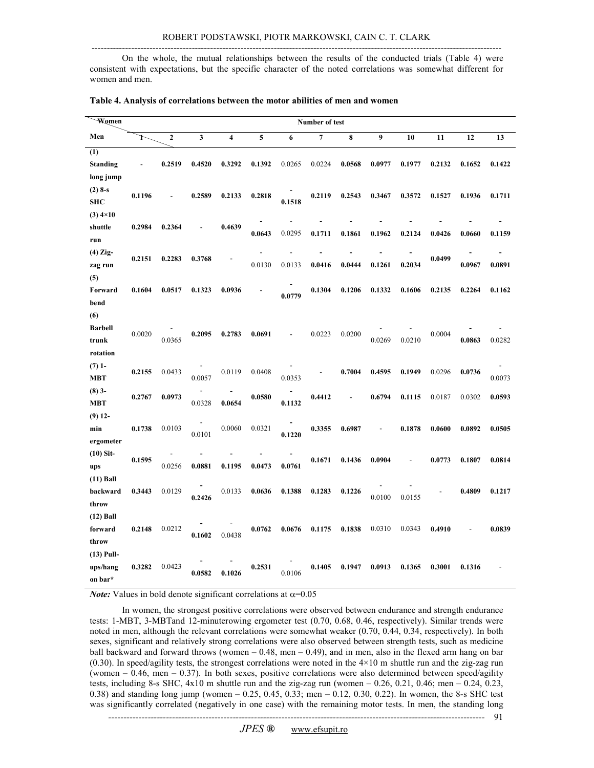On the whole, the mutual relationships between the results of the conducted trials (Table 4) were consistent with expectations, but the specific character of the noted correlations was somewhat different for women and men.

**Table 4. Analysis of correlations between the motor abilities of men and women**

| Women / Men | Number of test | | | | | | | | | | | | |
|---|---|---|---|---|---|---|---|---|---|---|---|---|---|
| | 1 | 2 | 3 | 4 | 5 | 6 | 7 | 8 | 9 | 10 | 11 | 12 | 13 |
| (1) Standing long jump | - | **0.2519** | **0.4520** | **0.3292** | **0.1392** | 0.0265 | 0.0224 | **0.0568** | **0.0977** | **0.1977** | **0.2132** | **0.1652** | **0.1422** |
| (2) 8-s SHC | **0.1196** | - | **0.2589** | **0.2133** | **0.2818** | **-0.1518** | **0.2119** | **0.2543** | **0.3467** | **0.3572** | **0.1527** | **0.1936** | **0.1711** |
| (3) 4×10 shuttle run | **0.2984** | **0.2364** | - | **0.4639** | **-0.0643** | -0.0295 | **-0.1711** | **-0.1861** | **-0.1962** | **-0.2124** | **-0.0426** | **-0.0660** | **-0.1159** |
| (4) Zig-zag run | **0.2151** | **0.2283** | **0.3768** | - | -0.0130 | -0.0133 | **-0.0416** | **-0.0444** | **-0.1261** | **-0.2034** | **0.0499** | **-0.0967** | **-0.0891** |
| (5) Forward bend | **0.1604** | **0.0517** | **0.1323** | **0.0936** | - | **-0.0779** | **0.1304** | **0.1206** | **0.1332** | **0.1606** | **0.2135** | **0.2264** | **0.1162** |
| (6) Barbell trunk rotation | 0.0020 | -0.0365 | **0.2095** | **0.2783** | **0.0691** | - | 0.0223 | 0.0200 | -0.0269 | -0.0210 | 0.0004 | **-0.0863** | -0.0282 |
| (7) 1-MBT | **0.2155** | 0.0433 | -0.0057 | 0.0119 | 0.0408 | -0.0353 | - | **0.7004** | **0.4595** | **0.1949** | 0.0296 | **0.0736** | -0.0073 |
| (8) 3-MBT | **0.2767** | **0.0973** | -0.0328 | **-0.0654** | **0.0580** | **-0.1132** | **0.4412** | - | **0.6794** | **0.1115** | 0.0187 | 0.0302 | **0.0593** |
| (9) 12-min ergometer | **0.1738** | 0.0103 | -0.0101 | 0.0060 | 0.0321 | **-0.1220** | **0.3355** | **0.6987** | - | **0.1878** | **0.0600** | **0.0892** | **0.0505** |
| (10) Sit-ups | **0.1595** | -0.0256 | **-0.0881** | **-0.1195** | **-0.0473** | **-0.0761** | **0.1671** | **0.1436** | **0.0904** | - | **0.0773** | **0.1807** | **0.0814** |
| (11) Ball backward throw | **0.3443** | 0.0129 | **-0.2426** | 0.0133 | **0.0636** | **0.1388** | **0.1283** | **0.1226** | -0.0100 | -0.0155 | - | **0.4809** | **0.1217** |
| (12) Ball forward throw | **0.2148** | 0.0212 | **-0.1602** | -0.0438 | **0.0762** | **0.0676** | **0.1175** | **0.1838** | 0.0310 | 0.0343 | **0.4910** | - | **0.0839** |
| (13) Pull-ups/hang on bar* | **0.3282** | 0.0423 | **-0.0582** | **-0.1026** | **0.2531** | -0.0106 | **0.1405** | **0.1947** | **0.0913** | **0.1365** | **0.3001** | **0.1316** | - |

***Note:*** Values in bold denote significant correlations at $\alpha=0.05$

In women, the strongest positive correlations were observed between endurance and strength endurance tests: 1-MBT, 3-MBTand 12-minuterowing ergometer test (0.70, 0.68, 0.46, respectively). Similar trends were noted in men, although the relevant correlations were somewhat weaker (0.70, 0.44, 0.34, respectively). In both sexes, significant and relatively strong correlations were also observed between strength tests, such as medicine ball backward and forward throws (women – 0.48, men – 0.49), and in men, also in the flexed arm hang on bar (0.30). In speed/agility tests, the strongest correlations were noted in the 4×10 m shuttle run and the zig-zag run (women – 0.46, men – 0.37). In both sexes, positive correlations were also determined between speed/agility tests, including 8-s SHC, 4x10 m shuttle run and the zig-zag run (women – 0.26, 0.21, 0.46; men – 0.24, 0.23, 0.38) and standing long jump (women – 0.25, 0.45, 0.33; men – 0.12, 0.30, 0.22). In women, the 8-s SHC test was significantly correlated (negatively in one case) with the remaining motor tests. In men, the standing long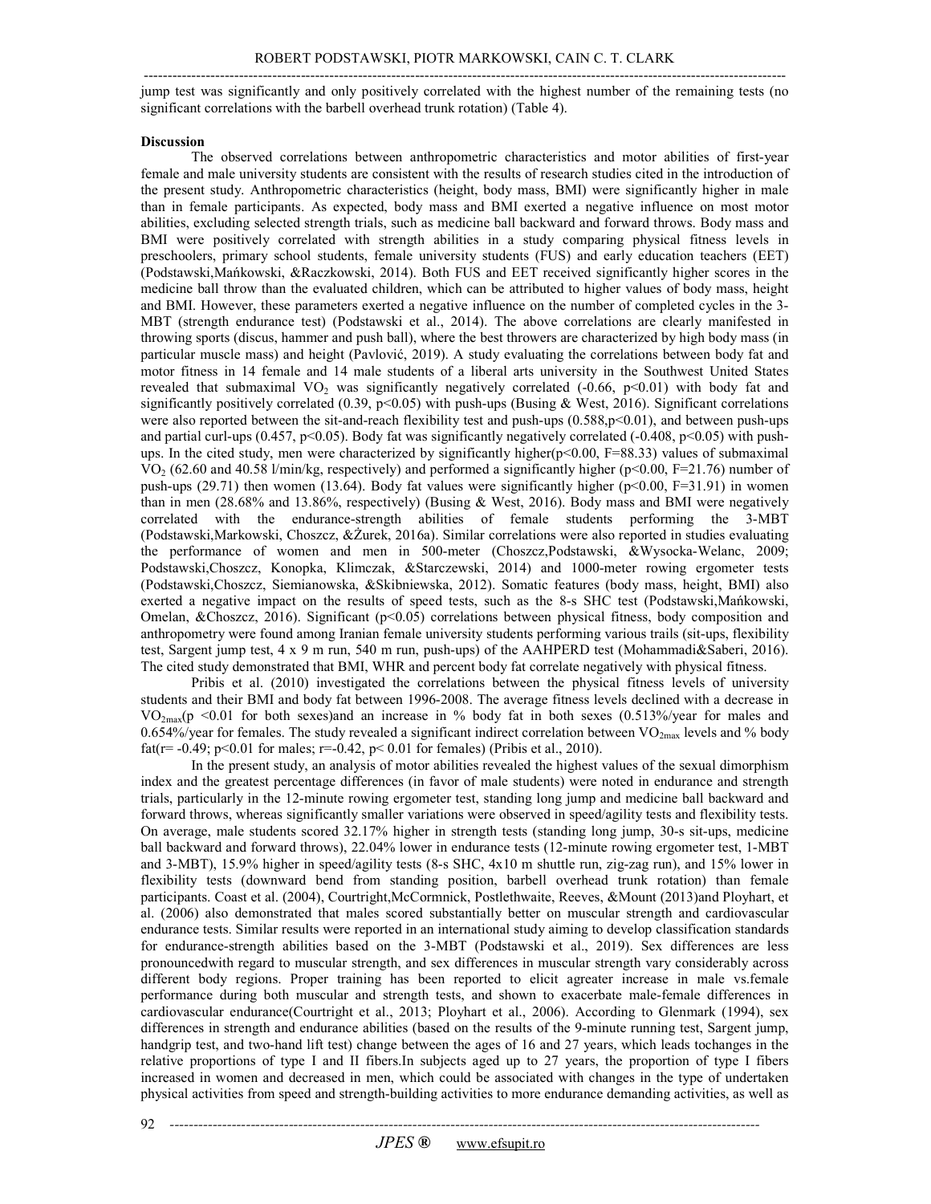jump test was significantly and only positively correlated with the highest number of the remaining tests (no significant correlations with the barbell overhead trunk rotation) (Table 4).

**Discussion**

The observed correlations between anthropometric characteristics and motor abilities of first-year female and male university students are consistent with the results of research studies cited in the introduction of the present study. Anthropometric characteristics (height, body mass, BMI) were significantly higher in male than in female participants. As expected, body mass and BMI exerted a negative influence on most motor abilities, excluding selected strength trials, such as medicine ball backward and forward throws. Body mass and BMI were positively correlated with strength abilities in a study comparing physical fitness levels in preschoolers, primary school students, female university students (FUS) and early education teachers (EET) (Podstawski,Mańkowski, &Raczkowski, 2014). Both FUS and EET received significantly higher scores in the medicine ball throw than the evaluated children, which can be attributed to higher values of body mass, height and BMI. However, these parameters exerted a negative influence on the number of completed cycles in the 3-MBT (strength endurance test) (Podstawski et al., 2014). The above correlations are clearly manifested in throwing sports (discus, hammer and push ball), where the best throwers are characterized by high body mass (in particular muscle mass) and height (Pavlović, 2019). A study evaluating the correlations between body fat and motor fitness in 14 female and 14 male students of a liberal arts university in the Southwest United States revealed that submaximal $VO_2$ was significantly negatively correlated (-0.66, $p<0.01$) with body fat and significantly positively correlated (0.39, $p<0.05$) with push-ups (Busing & West, 2016). Significant correlations were also reported between the sit-and-reach flexibility test and push-ups (0.588,$p<0.01$), and between push-ups and partial curl-ups (0.457, $p<0.05$). Body fat was significantly negatively correlated (-0.408, $p<0.05$) with push-ups. In the cited study, men were characterized by significantly higher($p<0.00$, $F=88.33$) values of submaximal $VO_2$ (62.60 and 40.58 l/min/kg, respectively) and performed a significantly higher ($p<0.00$, $F=21.76$) number of push-ups (29.71) then women (13.64). Body fat values were significantly higher ($p<0.00$, $F=31.91$) in women than in men (28.68% and 13.86%, respectively) (Busing & West, 2016). Body mass and BMI were negatively correlated with the endurance-strength abilities of female students performing the 3-MBT (Podstawski,Markowski, Choszcz, &Żurek, 2016a). Similar correlations were also reported in studies evaluating the performance of women and men in 500-meter (Choszcz,Podstawski, &Wysocka-Welanc, 2009; Podstawski,Choszcz, Konopka, Klimczak, &Starczewski, 2014) and 1000-meter rowing ergometer tests (Podstawski,Choszcz, Siemianowska, &Skibniewska, 2012). Somatic features (body mass, height, BMI) also exerted a negative impact on the results of speed tests, such as the 8-s SHC test (Podstawski,Mańkowski, Omelan, &Choszcz, 2016). Significant ($p<0.05$) correlations between physical fitness, body composition and anthropometry were found among Iranian female university students performing various trails (sit-ups, flexibility test, Sargent jump test, 4 x 9 m run, 540 m run, push-ups) of the AAHPERD test (Mohammadi&Saberi, 2016). The cited study demonstrated that BMI, WHR and percent body fat correlate negatively with physical fitness.

Pribis et al. (2010) investigated the correlations between the physical fitness levels of university students and their BMI and body fat between 1996-2008. The average fitness levels declined with a decrease in $VO_{2max}$($p<0.01$ for both sexes)and an increase in % body fat in both sexes (0.513%/year for males and 0.654%/year for females. The study revealed a significant indirect correlation between $VO_{2max}$ levels and % body fat($r=-0.49$; $p<0.01$ for males; $r=-0.42$, $p<0.01$ for females) (Pribis et al., 2010).

In the present study, an analysis of motor abilities revealed the highest values of the sexual dimorphism index and the greatest percentage differences (in favor of male students) were noted in endurance and strength trials, particularly in the 12-minute rowing ergometer test, standing long jump and medicine ball backward and forward throws, whereas significantly smaller variations were observed in speed/agility tests and flexibility tests. On average, male students scored 32.17% higher in strength tests (standing long jump, 30-s sit-ups, medicine ball backward and forward throws), 22.04% lower in endurance tests (12-minute rowing ergometer test, 1-MBT and 3-MBT), 15.9% higher in speed/agility tests (8-s SHC, 4x10 m shuttle run, zig-zag run), and 15% lower in flexibility tests (downward bend from standing position, barbell overhead trunk rotation) than female participants. Coast et al. (2004), Courtright,McCormnick, Postlethwaite, Reeves, &Mount (2013)and Ployhart, et al. (2006) also demonstrated that males scored substantially better on muscular strength and cardiovascular endurance tests. Similar results were reported in an international study aiming to develop classification standards for endurance-strength abilities based on the 3-MBT (Podstawski et al., 2019). Sex differences are less pronouncedwith regard to muscular strength, and sex differences in muscular strength vary considerably across different body regions. Proper training has been reported to elicit agreater increase in male vs.female performance during both muscular and strength tests, and shown to exacerbate male-female differences in cardiovascular endurance(Courtright et al., 2013; Ployhart et al., 2006). According to Glenmark (1994), sex differences in strength and endurance abilities (based on the results of the 9-minute running test, Sargent jump, handgrip test, and two-hand lift test) change between the ages of 16 and 27 years, which leads tochanges in the relative proportions of type I and II fibers.In subjects aged up to 27 years, the proportion of type I fibers increased in women and decreased in men, which could be associated with changes in the type of undertaken physical activities from speed and strength-building activities to more endurance demanding activities, as well as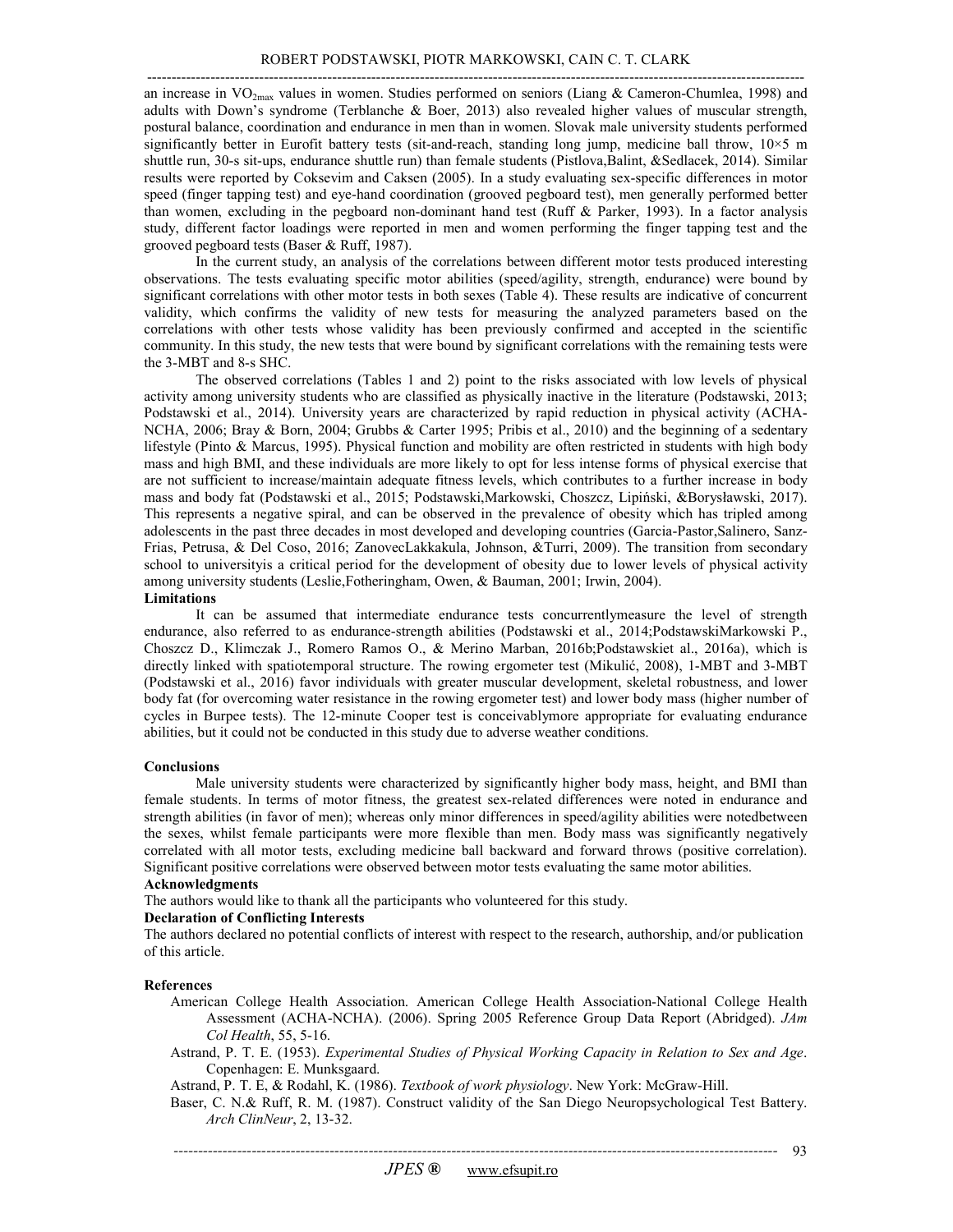an increase in $VO_{2max}$ values in women. Studies performed on seniors (Liang & Cameron-Chumlea, 1998) and adults with Down's syndrome (Terblanche & Boer, 2013) also revealed higher values of muscular strength, postural balance, coordination and endurance in men than in women. Slovak male university students performed significantly better in Eurofit battery tests (sit-and-reach, standing long jump, medicine ball throw, 10×5 m shuttle run, 30-s sit-ups, endurance shuttle run) than female students (Pistlova,Balint, &Sedlacek, 2014). Similar results were reported by Coksevim and Caksen (2005). In a study evaluating sex-specific differences in motor speed (finger tapping test) and eye-hand coordination (grooved pegboard test), men generally performed better than women, excluding in the pegboard non-dominant hand test (Ruff & Parker, 1993). In a factor analysis study, different factor loadings were reported in men and women performing the finger tapping test and the grooved pegboard tests (Baser & Ruff, 1987).

In the current study, an analysis of the correlations between different motor tests produced interesting observations. The tests evaluating specific motor abilities (speed/agility, strength, endurance) were bound by significant correlations with other motor tests in both sexes (Table 4). These results are indicative of concurrent validity, which confirms the validity of new tests for measuring the analyzed parameters based on the correlations with other tests whose validity has been previously confirmed and accepted in the scientific community. In this study, the new tests that were bound by significant correlations with the remaining tests were the 3-MBT and 8-s SHC.

The observed correlations (Tables 1 and 2) point to the risks associated with low levels of physical activity among university students who are classified as physically inactive in the literature (Podstawski, 2013; Podstawski et al., 2014). University years are characterized by rapid reduction in physical activity (ACHA-NCHA, 2006; Bray & Born, 2004; Grubbs & Carter 1995; Pribis et al., 2010) and the beginning of a sedentary lifestyle (Pinto & Marcus, 1995). Physical function and mobility are often restricted in students with high body mass and high BMI, and these individuals are more likely to opt for less intense forms of physical exercise that are not sufficient to increase/maintain adequate fitness levels, which contributes to a further increase in body mass and body fat (Podstawski et al., 2015; Podstawski,Markowski, Choszcz, Lipiński, &Borysławski, 2017). This represents a negative spiral, and can be observed in the prevalence of obesity which has tripled among adolescents in the past three decades in most developed and developing countries (Garcia-Pastor,Salinero, Sanz-Frias, Petrusa, & Del Coso, 2016; ZanovecLakkakula, Johnson, &Turri, 2009). The transition from secondary school to universityis a critical period for the development of obesity due to lower levels of physical activity among university students (Leslie,Fotheringham, Owen, & Bauman, 2001; Irwin, 2004).

**Limitations**

It can be assumed that intermediate endurance tests concurrentlymeasure the level of strength endurance, also referred to as endurance-strength abilities (Podstawski et al., 2014;PodstawskiMarkowski P., Choszcz D., Klimczak J., Romero Ramos O., & Merino Marban, 2016b;Podstawskiet al., 2016a), which is directly linked with spatiotemporal structure. The rowing ergometer test (Mikulić, 2008), 1-MBT and 3-MBT (Podstawski et al., 2016) favor individuals with greater muscular development, skeletal robustness, and lower body fat (for overcoming water resistance in the rowing ergometer test) and lower body mass (higher number of cycles in Burpee tests). The 12-minute Cooper test is conceivablymore appropriate for evaluating endurance abilities, but it could not be conducted in this study due to adverse weather conditions.

**Conclusions**

Male university students were characterized by significantly higher body mass, height, and BMI than female students. In terms of motor fitness, the greatest sex-related differences were noted in endurance and strength abilities (in favor of men); whereas only minor differences in speed/agility abilities were notedbetween the sexes, whilst female participants were more flexible than men. Body mass was significantly negatively correlated with all motor tests, excluding medicine ball backward and forward throws (positive correlation). Significant positive correlations were observed between motor tests evaluating the same motor abilities.

**Acknowledgments**

The authors would like to thank all the participants who volunteered for this study.

**Declaration of Conflicting Interests**

The authors declared no potential conflicts of interest with respect to the research, authorship, and/or publication of this article.

**References**

American College Health Association. American College Health Association-National College Health Assessment (ACHA-NCHA). (2006). Spring 2005 Reference Group Data Report (Abridged). *JAm Col Health*, 55, 5-16.

Astrand, P. T. E. (1953). *Experimental Studies of Physical Working Capacity in Relation to Sex and Age*. Copenhagen: E. Munksgaard.

Astrand, P. T. E, & Rodahl, K. (1986). *Textbook of work physiology*. New York: McGraw-Hill.

Baser, C. N.& Ruff, R. M. (1987). Construct validity of the San Diego Neuropsychological Test Battery. *Arch ClinNeur*, 2, 13-32.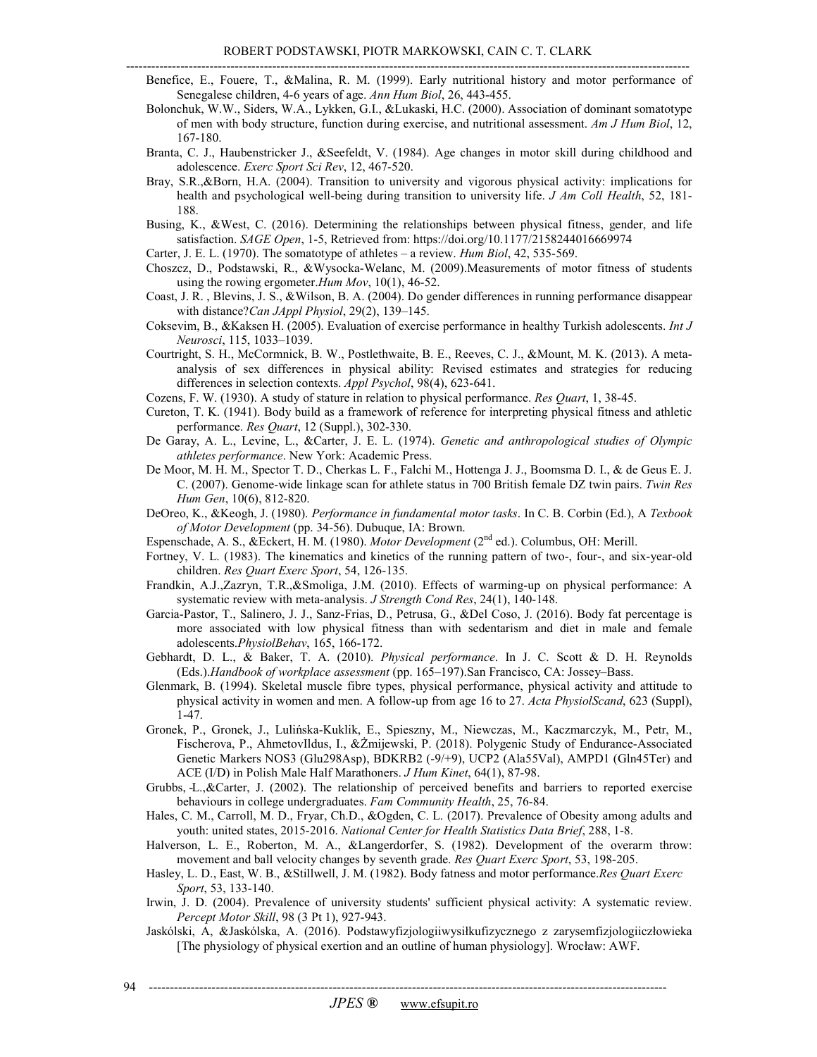Benefice, E., Fouere, T., &Malina, R. M. (1999). Early nutritional history and motor performance of Senegalese children, 4-6 years of age. *Ann Hum Biol*, 26, 443-455.

Bolonchuk, W.W., Siders, W.A., Lykken, G.I., &Lukaski, H.C. (2000). Association of dominant somatotype of men with body structure, function during exercise, and nutritional assessment. *Am J Hum Biol*, 12, 167-180.

Branta, C. J., Haubenstricker J., &Seefeldt, V. (1984). Age changes in motor skill during childhood and adolescence. *Exerc Sport Sci Rev*, 12, 467-520.

Bray, S.R.,&Born, H.A. (2004). Transition to university and vigorous physical activity: implications for health and psychological well-being during transition to university life. *J Am Coll Health*, 52, 181-188.

Busing, K., &West, C. (2016). Determining the relationships between physical fitness, gender, and life satisfaction. *SAGE Open*, 1-5, Retrieved from: https://doi.org/10.1177/2158244016669974

Carter, J. E. L. (1970). The somatotype of athletes – a review. *Hum Biol*, 42, 535-569.

Choszcz, D., Podstawski, R., &Wysocka-Welanc, M. (2009).Measurements of motor fitness of students using the rowing ergometer.*Hum Mov*, 10(1), 46-52.

Coast, J. R. , Blevins, J. S., &Wilson, B. A. (2004). Do gender differences in running performance disappear with distance?*Can JAppl Physiol*, 29(2), 139–145.

Coksevim, B., &Kaksen H. (2005). Evaluation of exercise performance in healthy Turkish adolescents. *Int J Neurosci*, 115, 1033–1039.

Courtright, S. H., McCormnick, B. W., Postlethwaite, B. E., Reeves, C. J., &Mount, M. K. (2013). A meta-analysis of sex differences in physical ability: Revised estimates and strategies for reducing differences in selection contexts. *Appl Psychol*, 98(4), 623-641.

Cozens, F. W. (1930). A study of stature in relation to physical performance. *Res Quart*, 1, 38-45.

Cureton, T. K. (1941). Body build as a framework of reference for interpreting physical fitness and athletic performance. *Res Quart*, 12 (Suppl.), 302-330.

De Garay, A. L., Levine, L., &Carter, J. E. L. (1974). *Genetic and anthropological studies of Olympic athletes performance*. New York: Academic Press.

De Moor, M. H. M., Spector T. D., Cherkas L. F., Falchi M., Hottenga J. J., Boomsma D. I., & de Geus E. J. C. (2007). Genome-wide linkage scan for athlete status in 700 British female DZ twin pairs. *Twin Res Hum Gen*, 10(6), 812-820.

DeOreo, K., &Keogh, J. (1980). *Performance in fundamental motor tasks*. In C. B. Corbin (Ed.), A *Texbook of Motor Development* (pp. 34-56). Dubuque, IA: Brown.

Espenschade, A. S., &Eckert, H. M. (1980). *Motor Development* (2nd ed.). Columbus, OH: Merill.

Fortney, V. L. (1983). The kinematics and kinetics of the running pattern of two-, four-, and six-year-old children. *Res Quart Exerc Sport*, 54, 126-135.

Frandkin, A.J.,Zazryn, T.R.,&Smoliga, J.M. (2010). Effects of warming-up on physical performance: A systematic review with meta-analysis. *J Strength Cond Res*, 24(1), 140-148.

Garcia-Pastor, T., Salinero, J. J., Sanz-Frias, D., Petrusa, G., &Del Coso, J. (2016). Body fat percentage is more associated with low physical fitness than with sedentarism and diet in male and female adolescents.*PhysiolBehav*, 165, 166-172.

Gebhardt, D. L., & Baker, T. A. (2010). *Physical performance*. In J. C. Scott & D. H. Reynolds (Eds.).*Handbook of workplace assessment* (pp. 165–197).San Francisco, CA: Jossey–Bass.

Glenmark, B. (1994). Skeletal muscle fibre types, physical performance, physical activity and attitude to physical activity in women and men. A follow-up from age 16 to 27. *Acta PhysiolScand*, 623 (Suppl), 1-47.

Gronek, P., Gronek, J., Lulińska-Kuklik, E., Spieszny, M., Niewczas, M., Kaczmarczyk, M., Petr, M., Fischerova, P., AhmetovIldus, I., &Żmijewski, P. (2018). Polygenic Study of Endurance-Associated Genetic Markers NOS3 (Glu298Asp), BDKRB2 (-9/+9), UCP2 (Ala55Val), AMPD1 (Gln45Ter) and ACE (I/D) in Polish Male Half Marathoners. *J Hum Kinet*, 64(1), 87-98.

Grubbs, L.,&Carter, J. (2002). The relationship of perceived benefits and barriers to reported exercise behaviours in college undergraduates. *Fam Community Health*, 25, 76-84.

Hales, C. M., Carroll, M. D., Fryar, Ch.D., &Ogden, C. L. (2017). Prevalence of Obesity among adults and youth: united states, 2015-2016. *National Center for Health Statistics Data Brief*, 288, 1-8.

Halverson, L. E., Roberton, M. A., &Langerdorfer, S. (1982). Development of the overarm throw: movement and ball velocity changes by seventh grade. *Res Quart Exerc Sport*, 53, 198-205.

Hasley, L. D., East, W. B., &Stillwell, J. M. (1982). Body fatness and motor performance.*Res Quart Exerc Sport*, 53, 133-140.

Irwin, J. D. (2004). Prevalence of university students' sufficient physical activity: A systematic review. *Percept Motor Skill*, 98 (3 Pt 1), 927-943.

Jaskólski, A, &Jaskólska, A. (2016). Podstawyfizjologiiwysiłkufizycznego z zarysemfizjologiiczłowieka [The physiology of physical exertion and an outline of human physiology]. Wrocław: AWF.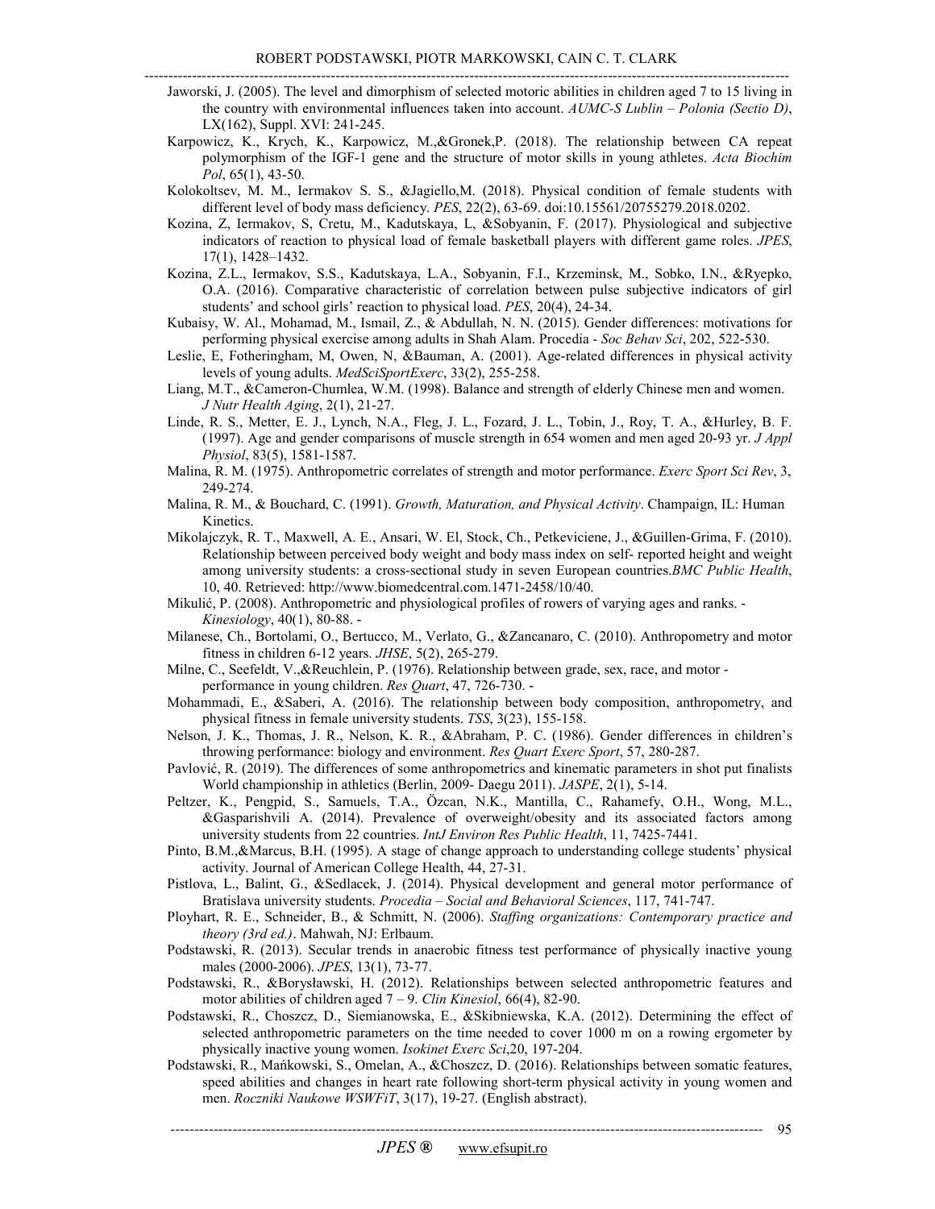Jaworski, J. (2005). The level and dimorphism of selected motoric abilities in children aged 7 to 15 living in the country with environmental influences taken into account. *AUMC-S Lublin – Polonia (Sectio D)*, LX(162), Suppl. XVI: 241-245.

Karpowicz, K., Krych, K., Karpowicz, M.,&Gronek,P. (2018). The relationship between CA repeat polymorphism of the IGF-1 gene and the structure of motor skills in young athletes. *Acta Biochim Pol*, 65(1), 43-50.

Kolokoltsev, M. M., Iermakov S. S., &Jagiello,M. (2018). Physical condition of female students with different level of body mass deficiency. *PES*, 22(2), 63-69. doi:10.15561/20755279.2018.0202.

Kozina, Z, Iermakov, S, Cretu, M., Kadutskaya, L, &Sobyanin, F. (2017). Physiological and subjective indicators of reaction to physical load of female basketball players with different game roles. *JPES*, 17(1), 1428–1432.

Kozina, Z.L., Iermakov, S.S., Kadutskaya, L.A., Sobyanin, F.I., Krzeminsk, M., Sobko, I.N., &Ryepko, O.A. (2016). Comparative characteristic of correlation between pulse subjective indicators of girl students' and school girls' reaction to physical load. *PES*, 20(4), 24-34.

Kubaisy, W. Al., Mohamad, M., Ismail, Z., & Abdullah, N. N. (2015). Gender differences: motivations for performing physical exercise among adults in Shah Alam. Procedia - *Soc Behav Sci*, 202, 522-530.

Leslie, E, Fotheringham, M, Owen, N, &Bauman, A. (2001). Age-related differences in physical activity levels of young adults. *MedSciSportExerc*, 33(2), 255-258.

Liang, M.T., &Cameron-Chumlea, W.M. (1998). Balance and strength of elderly Chinese men and women. *J Nutr Health Aging*, 2(1), 21-27.

Linde, R. S., Metter, E. J., Lynch, N.A., Fleg, J. L., Fozard, J. L., Tobin, J., Roy, T. A., &Hurley, B. F. (1997). Age and gender comparisons of muscle strength in 654 women and men aged 20-93 yr. *J Appl Physiol*, 83(5), 1581-1587.

Malina, R. M. (1975). Anthropometric correlates of strength and motor performance. *Exerc Sport Sci Rev*, 3, 249-274.

Malina, R. M., & Bouchard, C. (1991). *Growth, Maturation, and Physical Activity*. Champaign, IL: Human Kinetics.

Mikolajczyk, R. T., Maxwell, A. E., Ansari, W. El, Stock, Ch., Petkeviciene, J., &Guillen-Grima, F. (2010). Relationship between perceived body weight and body mass index on self- reported height and weight among university students: a cross-sectional study in seven European countries.*BMC Public Health*, 10, 40. Retrieved: http://www.biomedcentral.com.1471-2458/10/40.

Mikulić, P. (2008). Anthropometric and physiological profiles of rowers of varying ages and ranks. - *Kinesiology*, 40(1), 80-88. -

Milanese, Ch., Bortolami, O., Bertucco, M., Verlato, G., &Zancanaro, C. (2010). Anthropometry and motor fitness in children 6-12 years. *JHSE*, 5(2), 265-279.

Milne, C., Seefeldt, V.,&Reuchlein, P. (1976). Relationship between grade, sex, race, and motor - performance in young children. *Res Quart*, 47, 726-730. -

Mohammadi, E., &Saberi, A. (2016). The relationship between body composition, anthropometry, and physical fitness in female university students. *TSS*, 3(23), 155-158.

Nelson, J. K., Thomas, J. R., Nelson, K. R., &Abraham, P. C. (1986). Gender differences in children's throwing performance: biology and environment. *Res Quart Exerc Sport*, 57, 280-287.

Pavlović, R. (2019). The differences of some anthropometrics and kinematic parameters in shot put finalists World championship in athletics (Berlin, 2009- Daegu 2011). *JASPE*, 2(1), 5-14.

Peltzer, K., Pengpid, S., Samuels, T.A., Özcan, N.K., Mantilla, C., Rahamefy, O.H., Wong, M.L., &Gasparishvili A. (2014). Prevalence of overweight/obesity and its associated factors among university students from 22 countries. *IntJ Environ Res Public Health*, 11, 7425-7441.

Pinto, B.M.,&Marcus, B.H. (1995). A stage of change approach to understanding college students' physical activity. Journal of American College Health, 44, 27-31.

Pistlova, L., Balint, G., &Sedlacek, J. (2014). Physical development and general motor performance of Bratislava university students. *Procedia – Social and Behavioral Sciences*, 117, 741-747.

Ployhart, R. E., Schneider, B., & Schmitt, N. (2006). *Staffing organizations: Contemporary practice and theory (3rd ed.)*. Mahwah, NJ: Erlbaum.

Podstawski, R. (2013). Secular trends in anaerobic fitness test performance of physically inactive young males (2000-2006). *JPES*, 13(1), 73-77.

Podstawski, R., &Borysławski, H. (2012). Relationships between selected anthropometric features and motor abilities of children aged 7 – 9. *Clin Kinesiol*, 66(4), 82-90.

Podstawski, R., Choszcz, D., Siemianowska, E., &Skibniewska, K.A. (2012). Determining the effect of selected anthropometric parameters on the time needed to cover 1000 m on a rowing ergometer by physically inactive young women. *Isokinet Exerc Sci*,20, 197-204.

Podstawski, R., Mańkowski, S., Omelan, A., &Choszcz, D. (2016). Relationships between somatic features, speed abilities and changes in heart rate following short-term physical activity in young women and men. *Roczniki Naukowe WSWFiT*, 3(17), 19-27. (English abstract).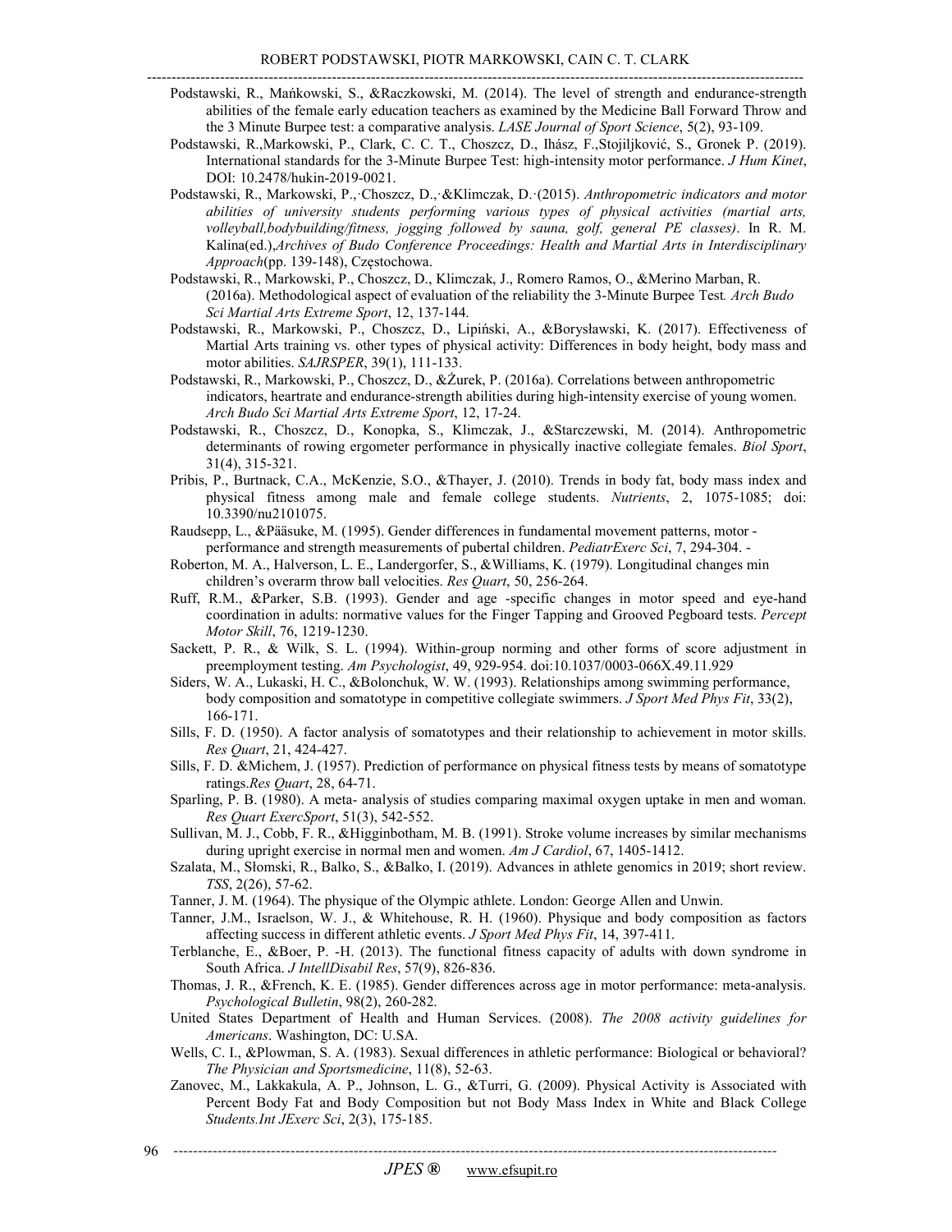Podstawski, R., Mańkowski, S., &Raczkowski, M. (2014). The level of strength and endurance-strength abilities of the female early education teachers as examined by the Medicine Ball Forward Throw and the 3 Minute Burpee test: a comparative analysis. *LASE Journal of Sport Science*, 5(2), 93-109.

Podstawski, R.,Markowski, P., Clark, C. C. T., Choszcz, D., Ihász, F.,Stojiljković, S., Gronek P. (2019). International standards for the 3-Minute Burpee Test: high-intensity motor performance. *J Hum Kinet*, DOI: 10.2478/hukin-2019-0021.

Podstawski, R., Markowski, P.,·Choszcz, D.,·&Klimczak, D.·(2015). *Anthropometric indicators and motor abilities of university students performing various types of physical activities (martial arts, volleyball,bodybuilding/fitness, jogging followed by sauna, golf, general PE classes)*. In R. M. Kalina(ed.),*Archives of Budo Conference Proceedings: Health and Martial Arts in Interdisciplinary Approach*(pp. 139-148), Częstochowa.

Podstawski, R., Markowski, P., Choszcz, D., Klimczak, J., Romero Ramos, O., &Merino Marban, R. (2016a). Methodological aspect of evaluation of the reliability the 3-Minute Burpee Test. *Arch Budo Sci Martial Arts Extreme Sport*, 12, 137-144.

Podstawski, R., Markowski, P., Choszcz, D., Lipiński, A., &Borysławski, K. (2017). Effectiveness of Martial Arts training vs. other types of physical activity: Differences in body height, body mass and motor abilities. *SAJRSPER*, 39(1), 111-133.

Podstawski, R., Markowski, P., Choszcz, D., &Żurek, P. (2016a). Correlations between anthropometric indicators, heartrate and endurance-strength abilities during high-intensity exercise of young women. *Arch Budo Sci Martial Arts Extreme Sport*, 12, 17-24.

Podstawski, R., Choszcz, D., Konopka, S., Klimczak, J., &Starczewski, M. (2014). Anthropometric determinants of rowing ergometer performance in physically inactive collegiate females. *Biol Sport*, 31(4), 315-321.

Pribis, P., Burtnack, C.A., McKenzie, S.O., &Thayer, J. (2010). Trends in body fat, body mass index and physical fitness among male and female college students. *Nutrients*, 2, 1075-1085; doi: 10.3390/nu2101075.

Raudsepp, L., &Pääsuke, M. (1995). Gender differences in fundamental movement patterns, motor - performance and strength measurements of pubertal children. *PediatrExerc Sci*, 7, 294-304. -

Roberton, M. A., Halverson, L. E., Landergorfer, S., &Williams, K. (1979). Longitudinal changes min children's overarm throw ball velocities. *Res Quart*, 50, 256-264.

Ruff, R.M., &Parker, S.B. (1993). Gender and age -specific changes in motor speed and eye-hand coordination in adults: normative values for the Finger Tapping and Grooved Pegboard tests. *Percept Motor Skill*, 76, 1219-1230.

Sackett, P. R., & Wilk, S. L. (1994). Within-group norming and other forms of score adjustment in preemployment testing. *Am Psychologist*, 49, 929-954. doi:10.1037/0003-066X.49.11.929

Siders, W. A., Lukaski, H. C., &Bolonchuk, W. W. (1993). Relationships among swimming performance, body composition and somatotype in competitive collegiate swimmers. *J Sport Med Phys Fit*, 33(2), 166-171.

Sills, F. D. (1950). A factor analysis of somatotypes and their relationship to achievement in motor skills. *Res Quart*, 21, 424-427.

Sills, F. D. &Michem, J. (1957). Prediction of performance on physical fitness tests by means of somatotype ratings.*Res Quart*, 28, 64-71.

Sparling, P. B. (1980). A meta- analysis of studies comparing maximal oxygen uptake in men and woman. *Res Quart ExercSport*, 51(3), 542-552.

Sullivan, M. J., Cobb, F. R., &Higginbotham, M. B. (1991). Stroke volume increases by similar mechanisms during upright exercise in normal men and women. *Am J Cardiol*, 67, 1405-1412.

Szalata, M., Słomski, R., Balko, S., &Balko, I. (2019). Advances in athlete genomics in 2019; short review. *TSS*, 2(26), 57-62.

Tanner, J. M. (1964). The physique of the Olympic athlete. London: George Allen and Unwin.

Tanner, J.M., Israelson, W. J., & Whitehouse, R. H. (1960). Physique and body composition as factors affecting success in different athletic events. *J Sport Med Phys Fit*, 14, 397-411.

Terblanche, E., &Boer, P. -H. (2013). The functional fitness capacity of adults with down syndrome in South Africa. *J IntellDisabil Res*, 57(9), 826-836.

Thomas, J. R., &French, K. E. (1985). Gender differences across age in motor performance: meta-analysis. *Psychological Bulletin*, 98(2), 260-282.

United States Department of Health and Human Services. (2008). *The 2008 activity guidelines for Americans*. Washington, DC: U.S.A.

Wells, C. I., &Plowman, S. A. (1983). Sexual differences in athletic performance: Biological or behavioral? *The Physician and Sportsmedicine*, 11(8), 52-63.

Zanovec, M., Lakkakula, A. P., Johnson, L. G., &Turri, G. (2009). Physical Activity is Associated with Percent Body Fat and Body Composition but not Body Mass Index in White and Black College Students.*Int JExerc Sci*, 2(3), 175-185.